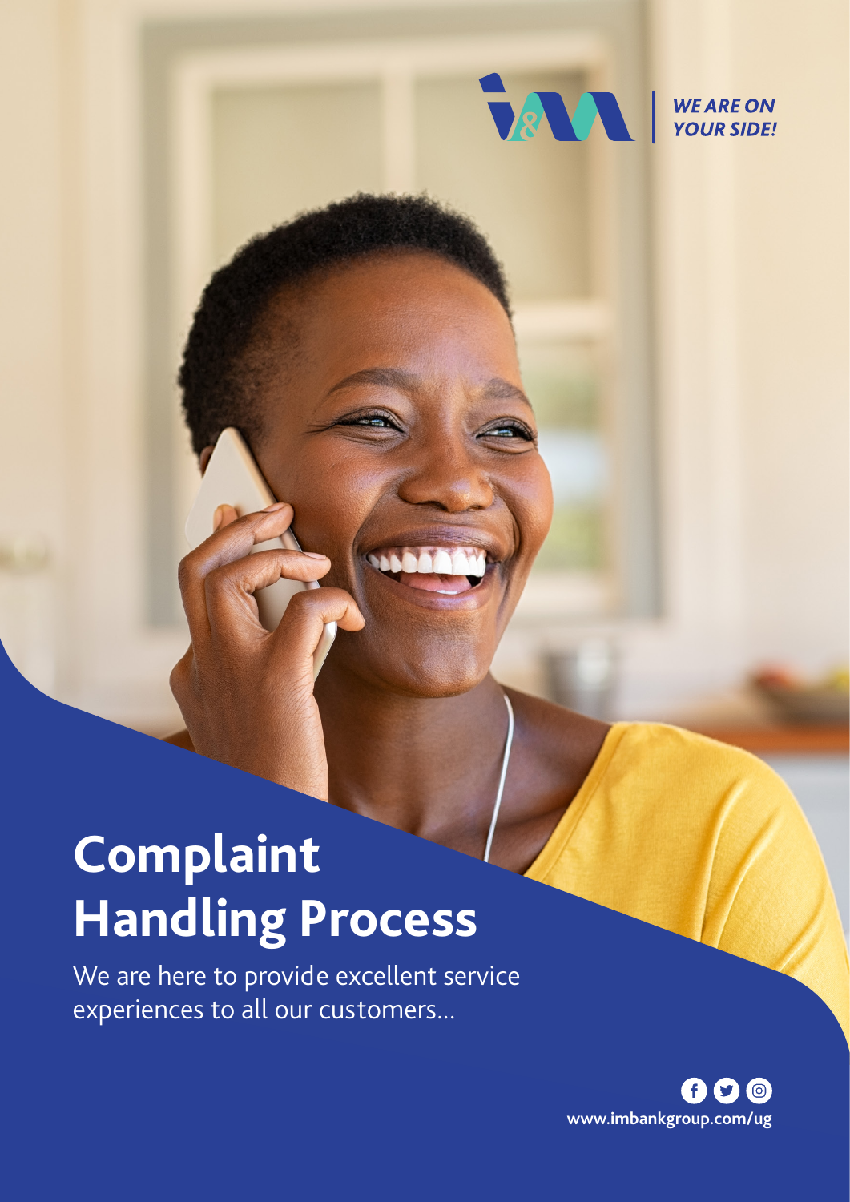WE ARE ON YOUR SIDE!

# Complaint Handling Process

We are here to provide excellent service experiences to all our customers...

www.imbankgroup.com/ug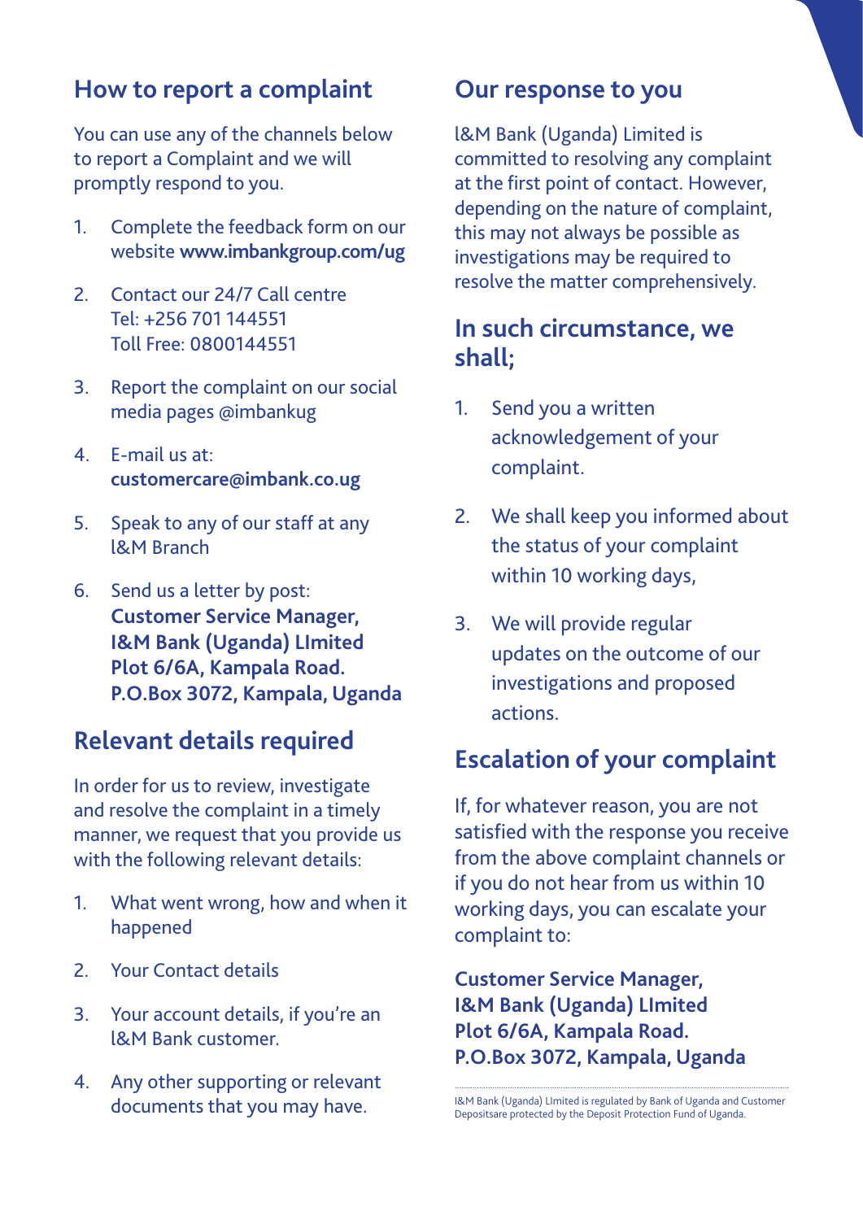## How to report a complaint

You can use any of the channels below to report a Complaint and we will promptly respond to you.

1. Complete the feedback form on our website **www.imbankgroup.com/ug**
2. Contact our 24/7 Call centre
   Tel: +256 701 144551
   Toll Free: 0800144551
3. Report the complaint on our social media pages @imbankug
4. E-mail us at:
   **customercare@imbank.co.ug**
5. Speak to any of our staff at any I&M Branch
6. Send us a letter by post:
   **Customer Service Manager,**
   **I&M Bank (Uganda) LImited**
   **Plot 6/6A, Kampala Road.**
   **P.O.Box 3072, Kampala, Uganda**

## Relevant details required

In order for us to review, investigate and resolve the complaint in a timely manner, we request that you provide us with the following relevant details:

1. What went wrong, how and when it happened
2. Your Contact details
3. Your account details, if you're an I&M Bank customer.
4. Any other supporting or relevant documents that you may have.

## Our response to you

I&M Bank (Uganda) Limited is committed to resolving any complaint at the first point of contact. However, depending on the nature of complaint, this may not always be possible as investigations may be required to resolve the matter comprehensively.

## In such circumstance, we shall;

1. Send you a written acknowledgement of your complaint.
2. We shall keep you informed about the status of your complaint within 10 working days,
3. We will provide regular updates on the outcome of our investigations and proposed actions.

## Escalation of your complaint

If, for whatever reason, you are not satisfied with the response you receive from the above complaint channels or if you do not hear from us within 10 working days, you can escalate your complaint to:

**Customer Service Manager,**
**I&M Bank (Uganda) LImited**
**Plot 6/6A, Kampala Road.**
**P.O.Box 3072, Kampala, Uganda**

I&M Bank (Uganda) LImited is regulated by Bank of Uganda and Customer Depositsare protected by the Deposit Protection Fund of Uganda.